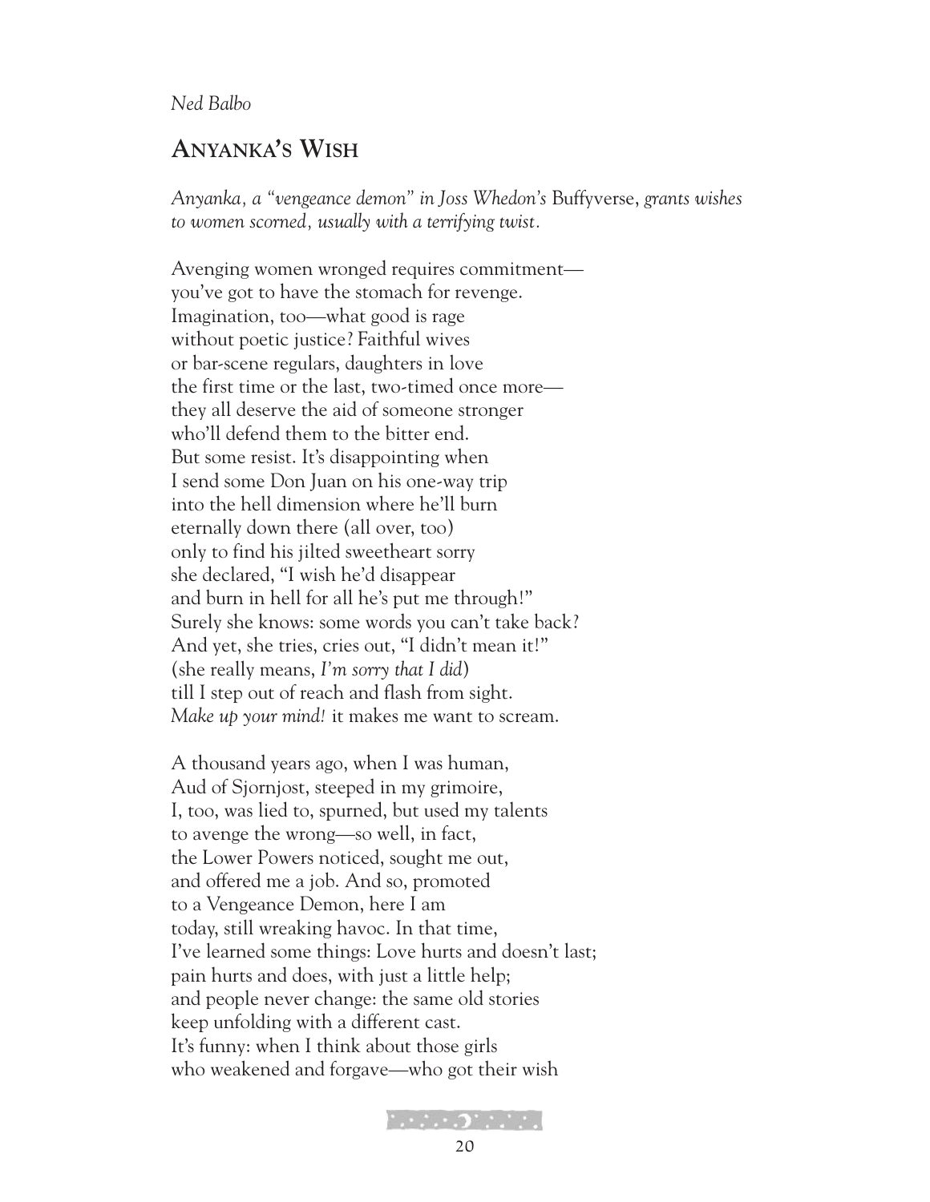*Ned Balbo*

## Anyanka's Wish

*Anyanka, a "vengeance demon" in Joss Whedon's* Buffyverse, *grants wishes to women scorned, usually with a terrifying twist.*

Avenging women wronged requires commitment—  
you've got to have the stomach for revenge.  
Imagination, too—what good is rage  
without poetic justice? Faithful wives  
or bar-scene regulars, daughters in love  
the first time or the last, two-timed once more—  
they all deserve the aid of someone stronger  
who'll defend them to the bitter end.  
But some resist. It's disappointing when  
I send some Don Juan on his one-way trip  
into the hell dimension where he'll burn  
eternally down there (all over, too)  
only to find his jilted sweetheart sorry  
she declared, "I wish he'd disappear  
and burn in hell for all he's put me through!"  
Surely she knows: some words you can't take back?  
And yet, she tries, cries out, "I didn't mean it!"  
(she really means, *I'm sorry that I did*)  
till I step out of reach and flash from sight.  
*Make up your mind!* it makes me want to scream.

A thousand years ago, when I was human,  
Aud of Sjornjost, steeped in my grimoire,  
I, too, was lied to, spurned, but used my talents  
to avenge the wrong—so well, in fact,  
the Lower Powers noticed, sought me out,  
and offered me a job. And so, promoted  
to a Vengeance Demon, here I am  
today, still wreaking havoc. In that time,  
I've learned some things: Love hurts and doesn't last;  
pain hurts and does, with just a little help;  
and people never change: the same old stories  
keep unfolding with a different cast.  
It's funny: when I think about those girls  
who weakened and forgave—who got their wish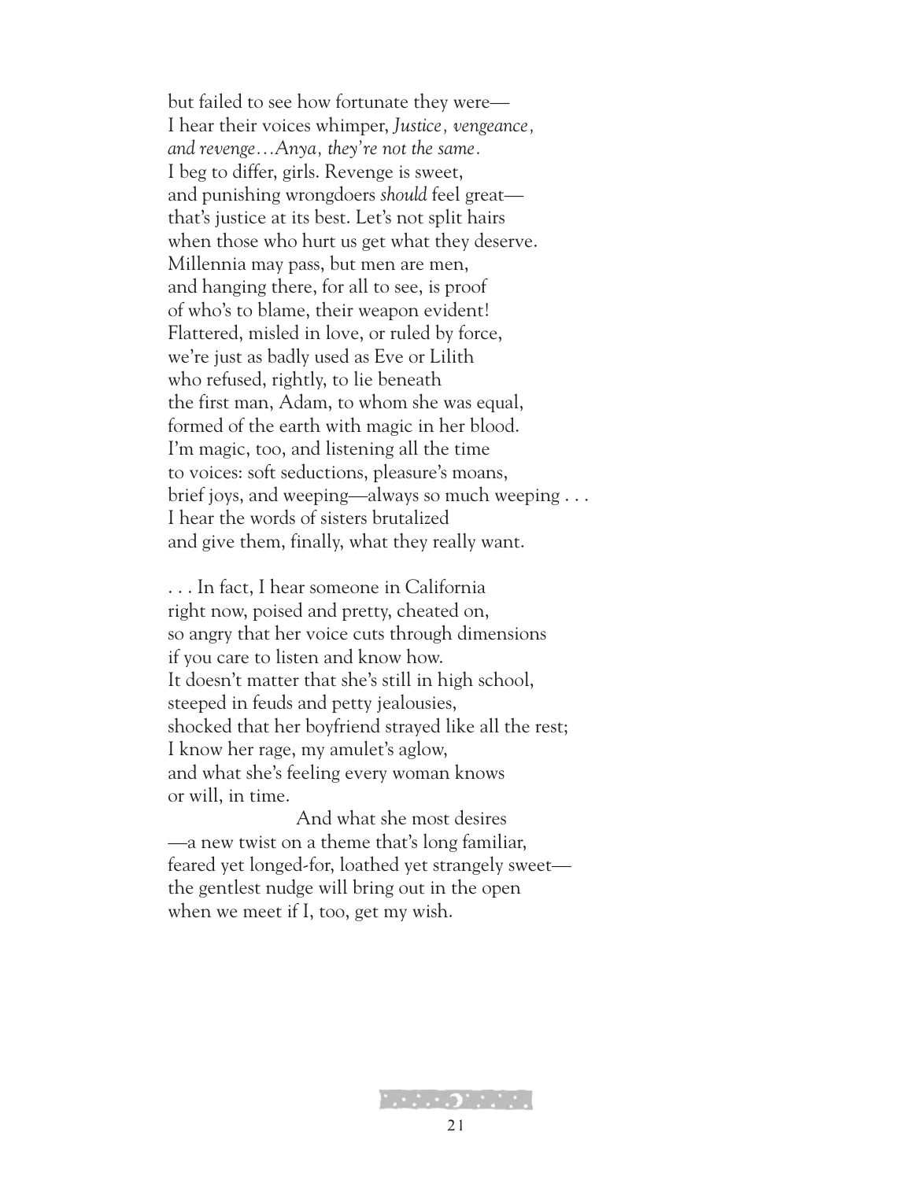but failed to see how fortunate they were—
I hear their voices whimper, *Justice, vengeance,*
*and revenge…Anya, they're not the same.*
I beg to differ, girls. Revenge is sweet,
and punishing wrongdoers *should* feel great—
that's justice at its best. Let's not split hairs
when those who hurt us get what they deserve.
Millennia may pass, but men are men,
and hanging there, for all to see, is proof
of who's to blame, their weapon evident!
Flattered, misled in love, or ruled by force,
we're just as badly used as Eve or Lilith
who refused, rightly, to lie beneath
the first man, Adam, to whom she was equal,
formed of the earth with magic in her blood.
I'm magic, too, and listening all the time
to voices: soft seductions, pleasure's moans,
brief joys, and weeping—always so much weeping . . .
I hear the words of sisters brutalized
and give them, finally, what they really want.

. . . In fact, I hear someone in California
right now, poised and pretty, cheated on,
so angry that her voice cuts through dimensions
if you care to listen and know how.
It doesn't matter that she's still in high school,
steeped in feuds and petty jealousies,
shocked that her boyfriend strayed like all the rest;
I know her rage, my amulet's aglow,
and what she's feeling every woman knows
or will, in time.
And what she most desires
—a new twist on a theme that's long familiar,
feared yet longed-for, loathed yet strangely sweet—
the gentlest nudge will bring out in the open
when we meet if I, too, get my wish.